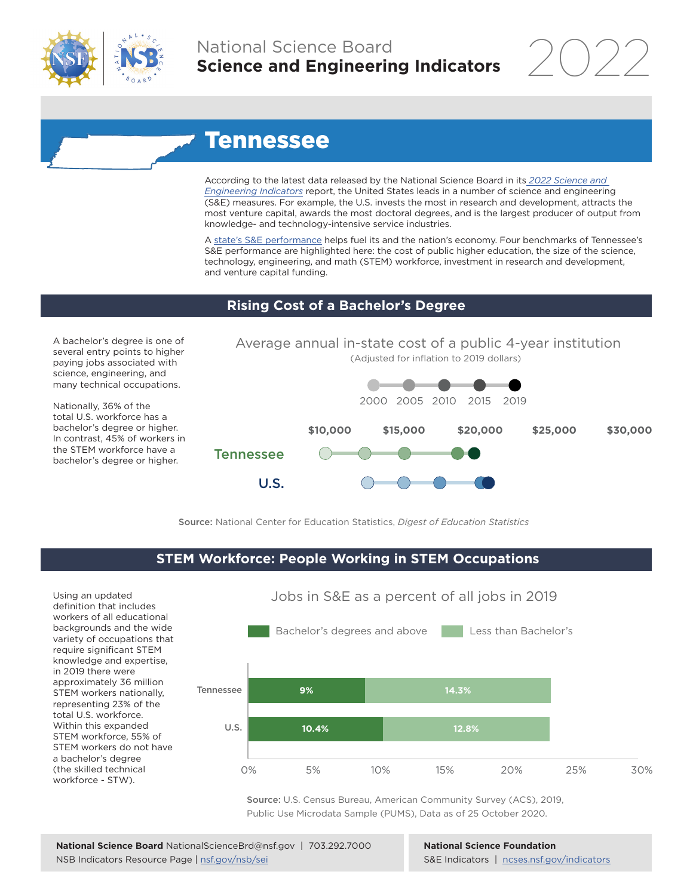National Science Board
**Science and Engineering Indicators** 2022

# Tennessee

According to the latest data released by the National Science Board in its *2022 Science and Engineering Indicators* report, the United States leads in a number of science and engineering (S&E) measures. For example, the U.S. invests the most in research and development, attracts the most venture capital, awards the most doctoral degrees, and is the largest producer of output from knowledge- and technology-intensive service industries.

A state's S&E performance helps fuel its and the nation's economy. Four benchmarks of Tennessee's S&E performance are highlighted here: the cost of public higher education, the size of the science, technology, engineering, and math (STEM) workforce, investment in research and development, and venture capital funding.

## Rising Cost of a Bachelor's Degree

A bachelor's degree is one of several entry points to higher paying jobs associated with science, engineering, and many technical occupations.

Nationally, 36% of the total U.S. workforce has a bachelor's degree or higher. In contrast, 45% of workers in the STEM workforce have a bachelor's degree or higher.

### Average annual in-state cost of a public 4-year institution

(Adjusted for inflation to 2019 dollars)

Legend: 2000, 2005, 2010, 2015, 2019

Axis: $10,000 | $15,000 | $20,000 | $25,000 | $30,000

Rows: Tennessee, U.S.

**Source:** National Center for Education Statistics, *Digest of Education Statistics*

## STEM Workforce: People Working in STEM Occupations

Using an updated definition that includes workers of all educational backgrounds and the wide variety of occupations that require significant STEM knowledge and expertise, in 2019 there were approximately 36 million STEM workers nationally, representing 23% of the total U.S. workforce. Within this expanded STEM workforce, 55% of STEM workers do not have a bachelor's degree (the skilled technical workforce - STW).

### Jobs in S&E as a percent of all jobs in 2019

| | Bachelor's degrees and above | Less than Bachelor's |
|---|---|---|
| Tennessee | 9% | 14.3% |
| U.S. | 10.4% | 12.8% |

**Source:** U.S. Census Bureau, American Community Survey (ACS), 2019, Public Use Microdata Sample (PUMS), Data as of 25 October 2020.

**National Science Board** NationalScienceBrd@nsf.gov | 703.292.7000
NSB Indicators Resource Page | nsf.gov/nsb/sei

**National Science Foundation**
S&E Indicators | ncses.nsf.gov/indicators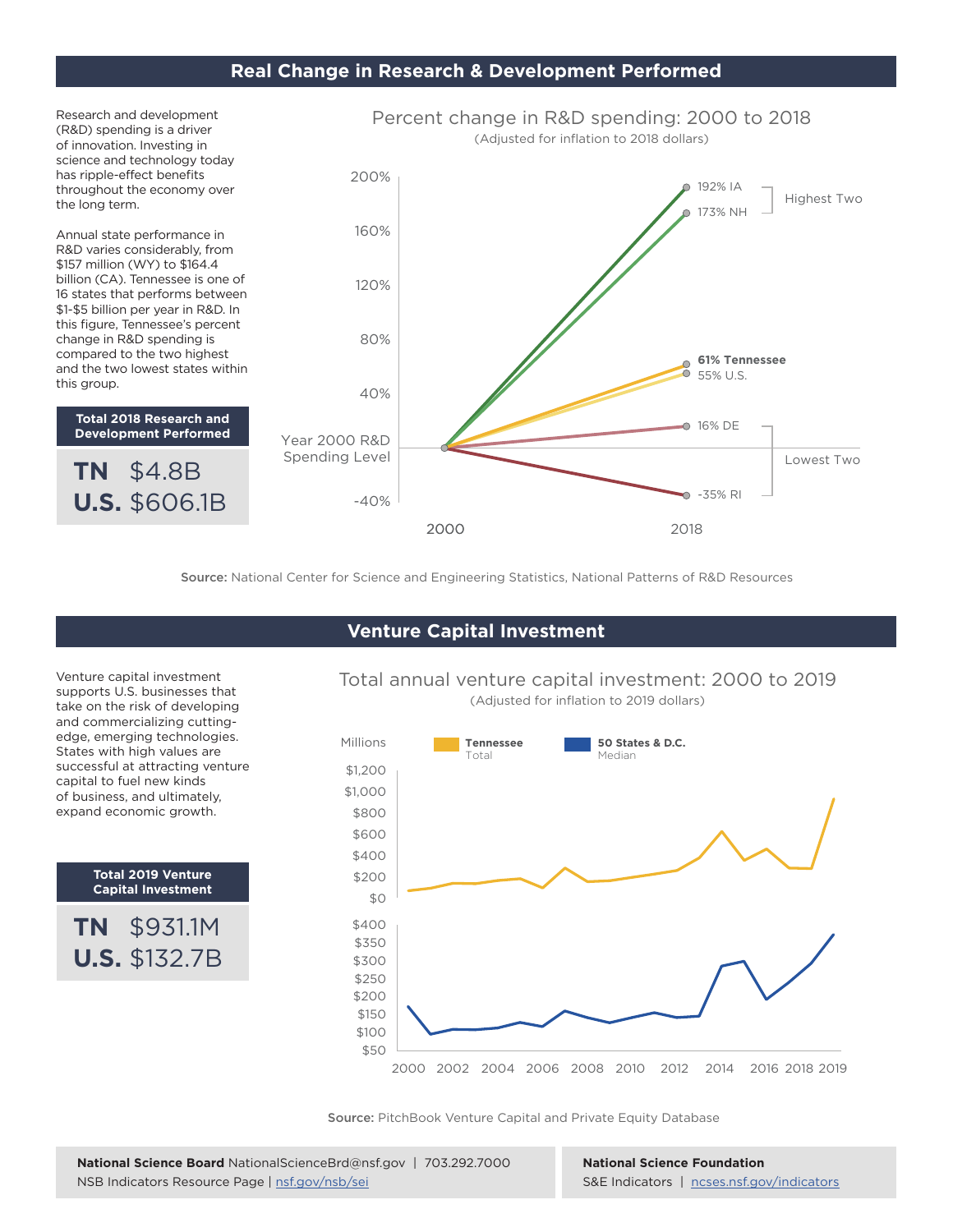## Real Change in Research & Development Performed

Research and development (R&D) spending is a driver of innovation. Investing in science and technology today has ripple-effect benefits throughout the economy over the long term.

Annual state performance in R&D varies considerably, from $157 million (WY) to $164.4 billion (CA). Tennessee is one of 16 states that performs between $1-$5 billion per year in R&D. In this figure, Tennessee's percent change in R&D spending is compared to the two highest and the two lowest states within this group.

**Total 2018 Research and Development Performed**

**TN** $4.8B
**U.S.** $606.1B

Percent change in R&D spending: 2000 to 2018
(Adjusted for inflation to 2018 dollars)

200%
160%
120%
80%
40%
Year 2000 R&D Spending Level
-40%
2000
2018
192% IA
173% NH
Highest Two
**61% Tennessee**
55% U.S.
16% DE
-35% RI
Lowest Two

**Source:** National Center for Science and Engineering Statistics, National Patterns of R&D Resources

## Venture Capital Investment

Venture capital investment supports U.S. businesses that take on the risk of developing and commercializing cutting-edge, emerging technologies. States with high values are successful at attracting venture capital to fuel new kinds of business, and ultimately, expand economic growth.

**Total 2019 Venture Capital Investment**

**TN** $931.1M
**U.S.** $132.7B

Total annual venture capital investment: 2000 to 2019
(Adjusted for inflation to 2019 dollars)

Millions
**Tennessee** Total
**50 States & D.C.** Median

$1,200
$1,000
$800
$600
$400
$200
$0

$400
$350
$300
$250
$200
$150
$100
$50

2000 2002 2004 2006 2008 2010 2012 2014 2016 2018 2019

**Source:** PitchBook Venture Capital and Private Equity Database

**National Science Board** NationalScienceBrd@nsf.gov | 703.292.7000
NSB Indicators Resource Page | nsf.gov/nsb/sei

**National Science Foundation**
S&E Indicators | ncses.nsf.gov/indicators